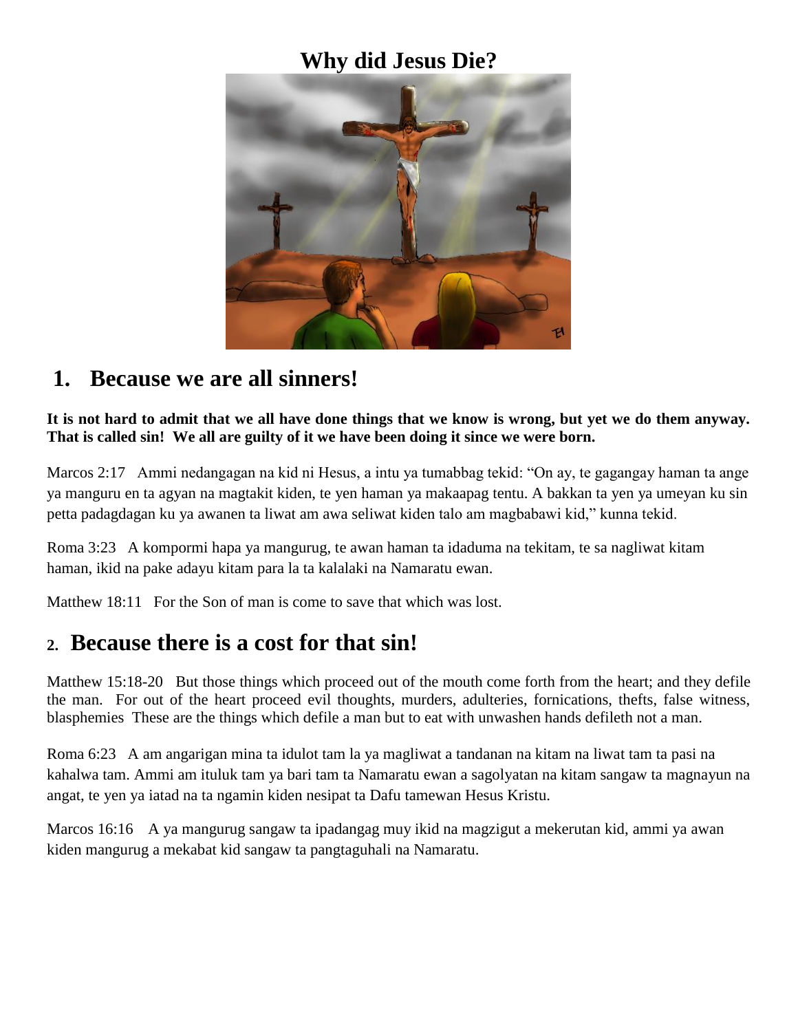# Why did Jesus Die?

## 1. Because we are all sinners!

**It is not hard to admit that we all have done things that we know is wrong, but yet we do them anyway. That is called sin! We all are guilty of it we have been doing it since we were born.**

Marcos 2:17 Ammi nedangagan na kid ni Hesus, a intu ya tumabbag tekid: "On ay, te gagangay haman ta ange ya manguru en ta agyan na magtakit kiden, te yen haman ya makaapag tentu. A bakkan ta yen ya umeyan ku sin petta padagdagan ku ya awanen ta liwat am awa seliwat kiden talo am magbabawi kid," kunna tekid.

Roma 3:23 A kompormi hapa ya mangurug, te awan haman ta idaduma na tekitam, te sa nagliwat kitam haman, ikid na pake adayu kitam para la ta kalalaki na Namaratu ewan.

Matthew 18:11 For the Son of man is come to save that which was lost.

## 2. Because there is a cost for that sin!

Matthew 15:18-20 But those things which proceed out of the mouth come forth from the heart; and they defile the man. For out of the heart proceed evil thoughts, murders, adulteries, fornications, thefts, false witness, blasphemies These are the things which defile a man but to eat with unwashen hands defileth not a man.

Roma 6:23 A am angarigan mina ta idulot tam la ya magliwat a tandanan na kitam na liwat tam ta pasi na kahalwa tam. Ammi am ituluk tam ya bari tam ta Namaratu ewan a sagolyatan na kitam sangaw ta magnayun na angat, te yen ya iatad na ta ngamin kiden nesipat ta Dafu tamewan Hesus Kristu.

Marcos 16:16 A ya mangurug sangaw ta ipadangag muy ikid na magzigut a mekerutan kid, ammi ya awan kiden mangurug a mekabat kid sangaw ta pangtaguhali na Namaratu.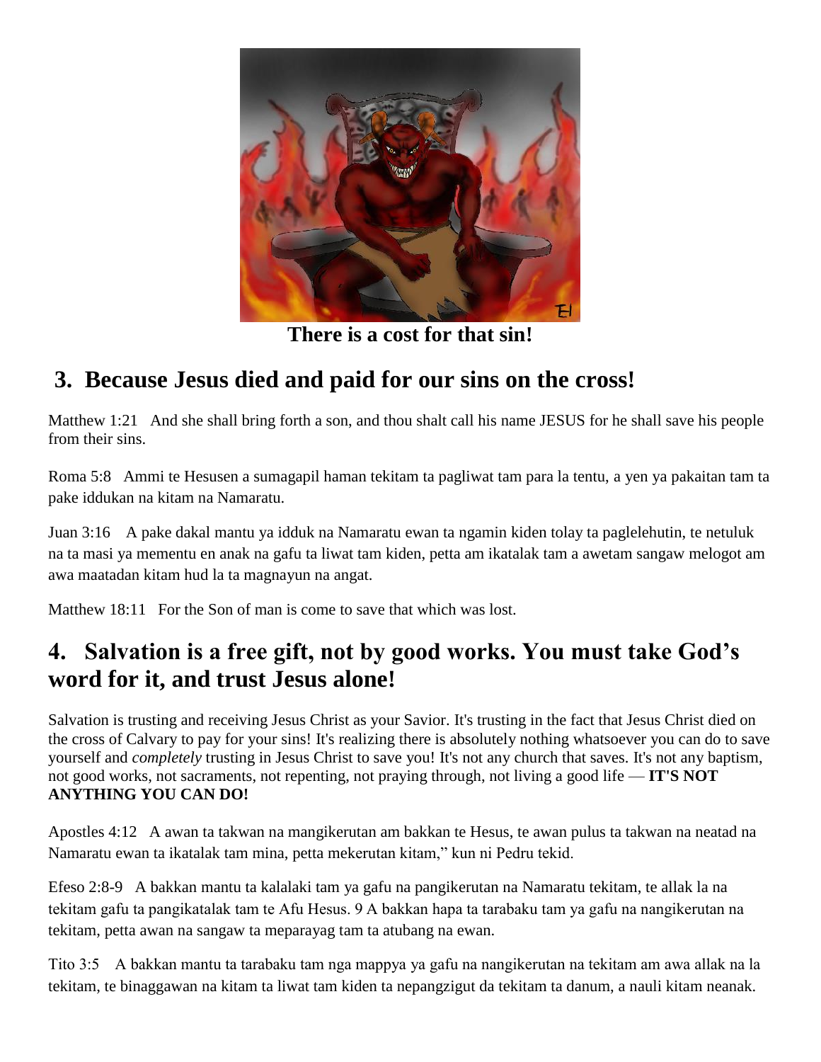**There is a cost for that sin!**

## 3. Because Jesus died and paid for our sins on the cross!

Matthew 1:21 And she shall bring forth a son, and thou shalt call his name JESUS for he shall save his people from their sins.

Roma 5:8 Ammi te Hesusen a sumagapil haman tekitam ta pagliwat tam para la tentu, a yen ya pakaitan tam ta pake iddukan na kitam na Namaratu.

Juan 3:16 A pake dakal mantu ya idduk na Namaratu ewan ta ngamin kiden tolay ta paglelehutin, te netuluk na ta masi ya mementu en anak na gafu ta liwat tam kiden, petta am ikatalak tam a awetam sangaw melogot am awa maatadan kitam hud la ta magnayun na angat.

Matthew 18:11 For the Son of man is come to save that which was lost.

## 4. Salvation is a free gift, not by good works. You must take God's word for it, and trust Jesus alone!

Salvation is trusting and receiving Jesus Christ as your Savior. It's trusting in the fact that Jesus Christ died on the cross of Calvary to pay for your sins! It's realizing there is absolutely nothing whatsoever you can do to save yourself and *completely* trusting in Jesus Christ to save you! It's not any church that saves. It's not any baptism, not good works, not sacraments, not repenting, not praying through, not living a good life — **IT'S NOT ANYTHING YOU CAN DO!**

Apostles 4:12 A awan ta takwan na mangikerutan am bakkan te Hesus, te awan pulus ta takwan na neatad na Namaratu ewan ta ikatalak tam mina, petta mekerutan kitam," kun ni Pedru tekid.

Efeso 2:8-9 A bakkan mantu ta kalalaki tam ya gafu na pangikerutan na Namaratu tekitam, te allak la na tekitam gafu ta pangikatalak tam te Afu Hesus. 9 A bakkan hapa ta tarabaku tam ya gafu na nangikerutan na tekitam, petta awan na sangaw ta meparayag tam ta atubang na ewan.

Tito 3:5 A bakkan mantu ta tarabaku tam nga mappya ya gafu na nangikerutan na tekitam am awa allak na la tekitam, te binaggawan na kitam ta liwat tam kiden ta nepangzigut da tekitam ta danum, a nauli kitam neanak.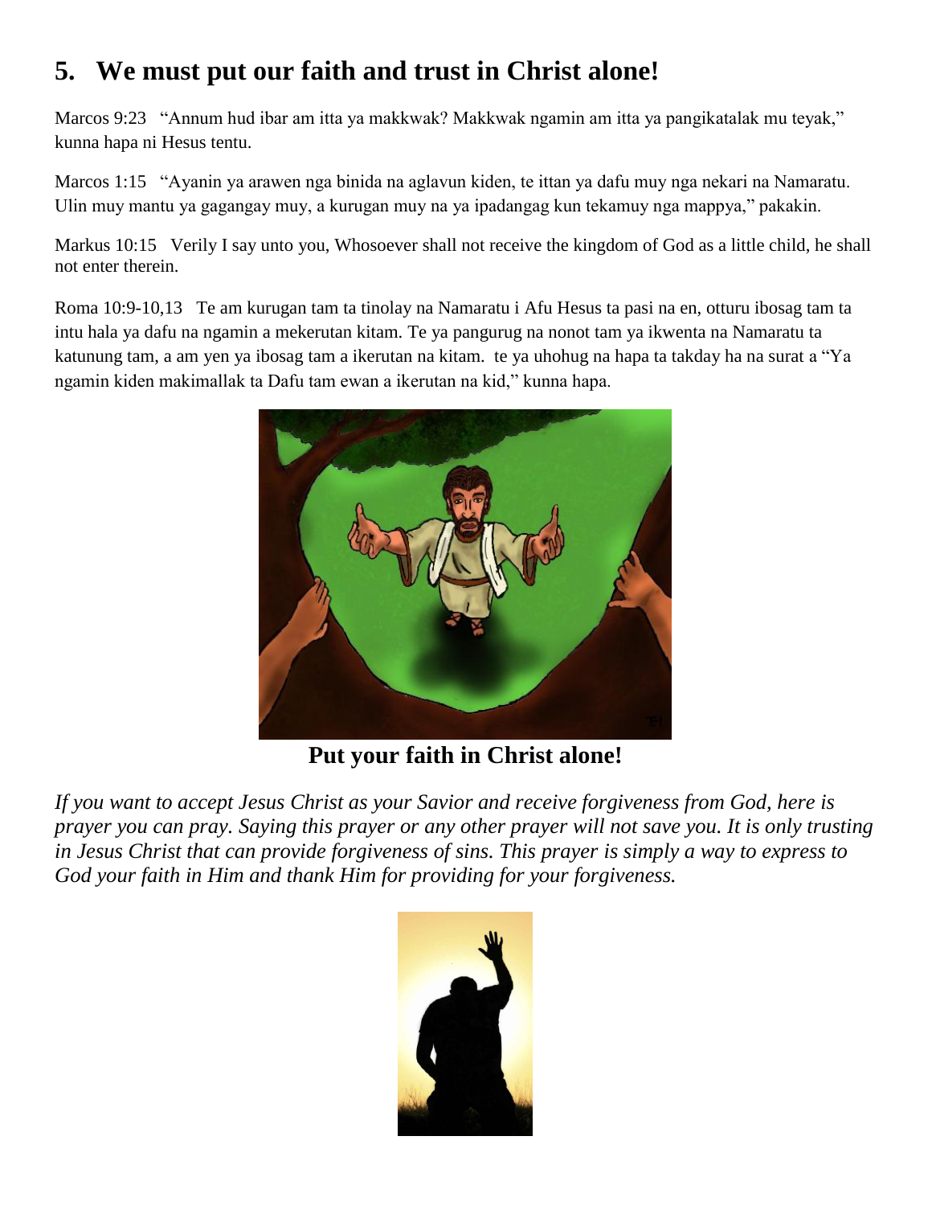## 5. We must put our faith and trust in Christ alone!

Marcos 9:23 "Annum hud ibar am itta ya makkwak? Makkwak ngamin am itta ya pangikatalak mu teyak," kunna hapa ni Hesus tentu.

Marcos 1:15 "Ayanin ya arawen nga binida na aglavun kiden, te ittan ya dafu muy nga nekari na Namaratu. Ulin muy mantu ya gagangay muy, a kurugan muy na ya ipadangag kun tekamuy nga mappya," pakakin.

Markus 10:15 Verily I say unto you, Whosoever shall not receive the kingdom of God as a little child, he shall not enter therein.

Roma 10:9-10,13 Te am kurugan tam ta tinolay na Namaratu i Afu Hesus ta pasi na en, otturu ibosag tam ta intu hala ya dafu na ngamin a mekerutan kitam. Te ya pangurug na nonot tam ya ikwenta na Namaratu ta katunung tam, a am yen ya ibosag tam a ikerutan na kitam. te ya uhohug na hapa ta takday ha na surat a "Ya ngamin kiden makimallak ta Dafu tam ewan a ikerutan na kid," kunna hapa.

**Put your faith in Christ alone!**

*If you want to accept Jesus Christ as your Savior and receive forgiveness from God, here is prayer you can pray. Saying this prayer or any other prayer will not save you. It is only trusting in Jesus Christ that can provide forgiveness of sins. This prayer is simply a way to express to God your faith in Him and thank Him for providing for your forgiveness.*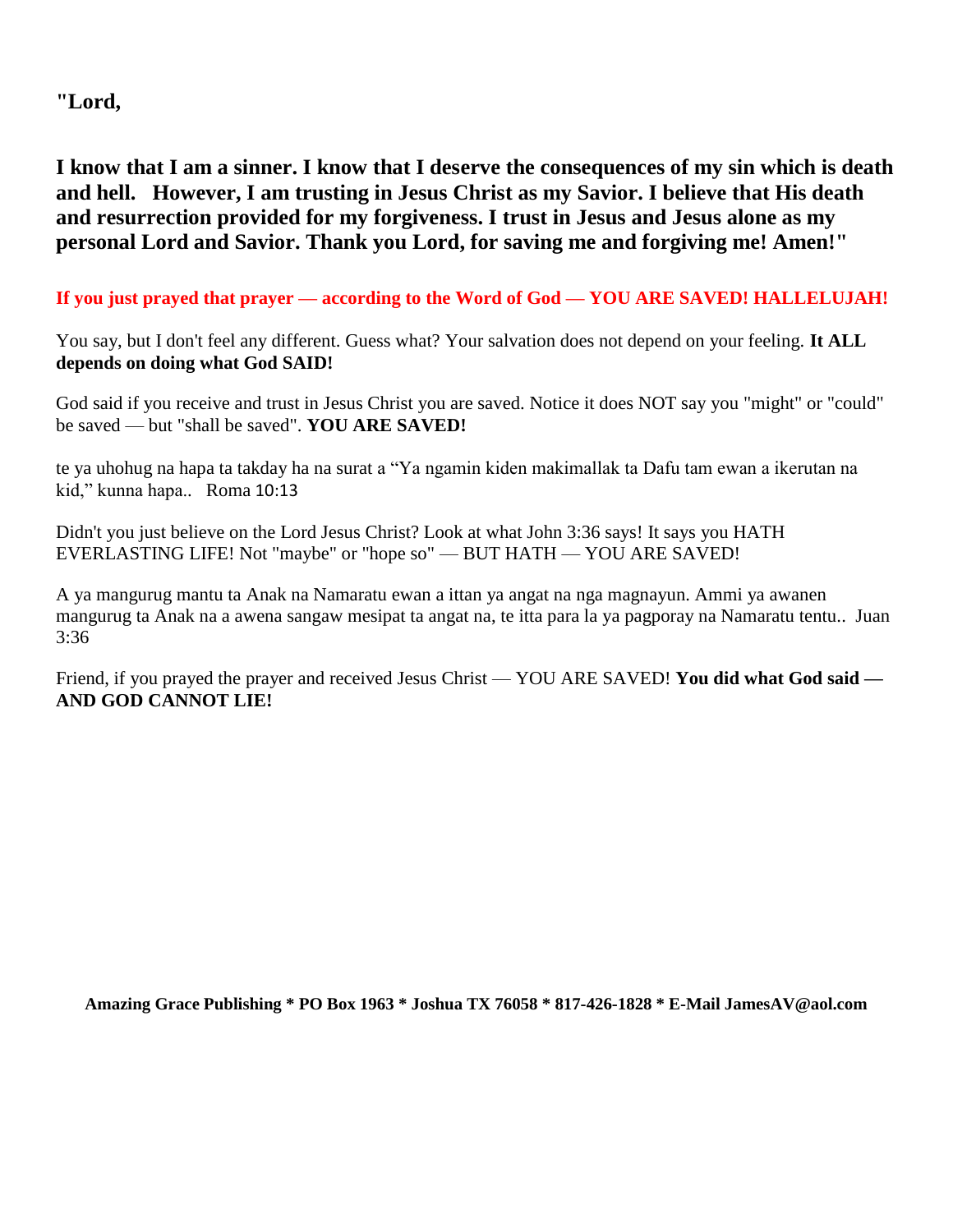**"Lord,**

**I know that I am a sinner. I know that I deserve the consequences of my sin which is death and hell. However, I am trusting in Jesus Christ as my Savior. I believe that His death and resurrection provided for my forgiveness. I trust in Jesus and Jesus alone as my personal Lord and Savior. Thank you Lord, for saving me and forgiving me! Amen!"**

**If you just prayed that prayer — according to the Word of God — YOU ARE SAVED! HALLELUJAH!**

You say, but I don't feel any different. Guess what? Your salvation does not depend on your feeling. **It ALL depends on doing what God SAID!**

God said if you receive and trust in Jesus Christ you are saved. Notice it does NOT say you "might" or "could" be saved — but "shall be saved". **YOU ARE SAVED!**

te ya uhohug na hapa ta takday ha na surat a "Ya ngamin kiden makimallak ta Dafu tam ewan a ikerutan na kid," kunna hapa.. Roma 10:13

Didn't you just believe on the Lord Jesus Christ? Look at what John 3:36 says! It says you HATH EVERLASTING LIFE! Not "maybe" or "hope so" — BUT HATH — YOU ARE SAVED!

A ya mangurug mantu ta Anak na Namaratu ewan a ittan ya angat na nga magnayun. Ammi ya awanen mangurug ta Anak na a awena sangaw mesipat ta angat na, te itta para la ya pagporay na Namaratu tentu.. Juan 3:36

Friend, if you prayed the prayer and received Jesus Christ — YOU ARE SAVED! **You did what God said — AND GOD CANNOT LIE!**

**Amazing Grace Publishing * PO Box 1963 * Joshua TX 76058 * 817-426-1828 * E-Mail JamesAV@aol.com**